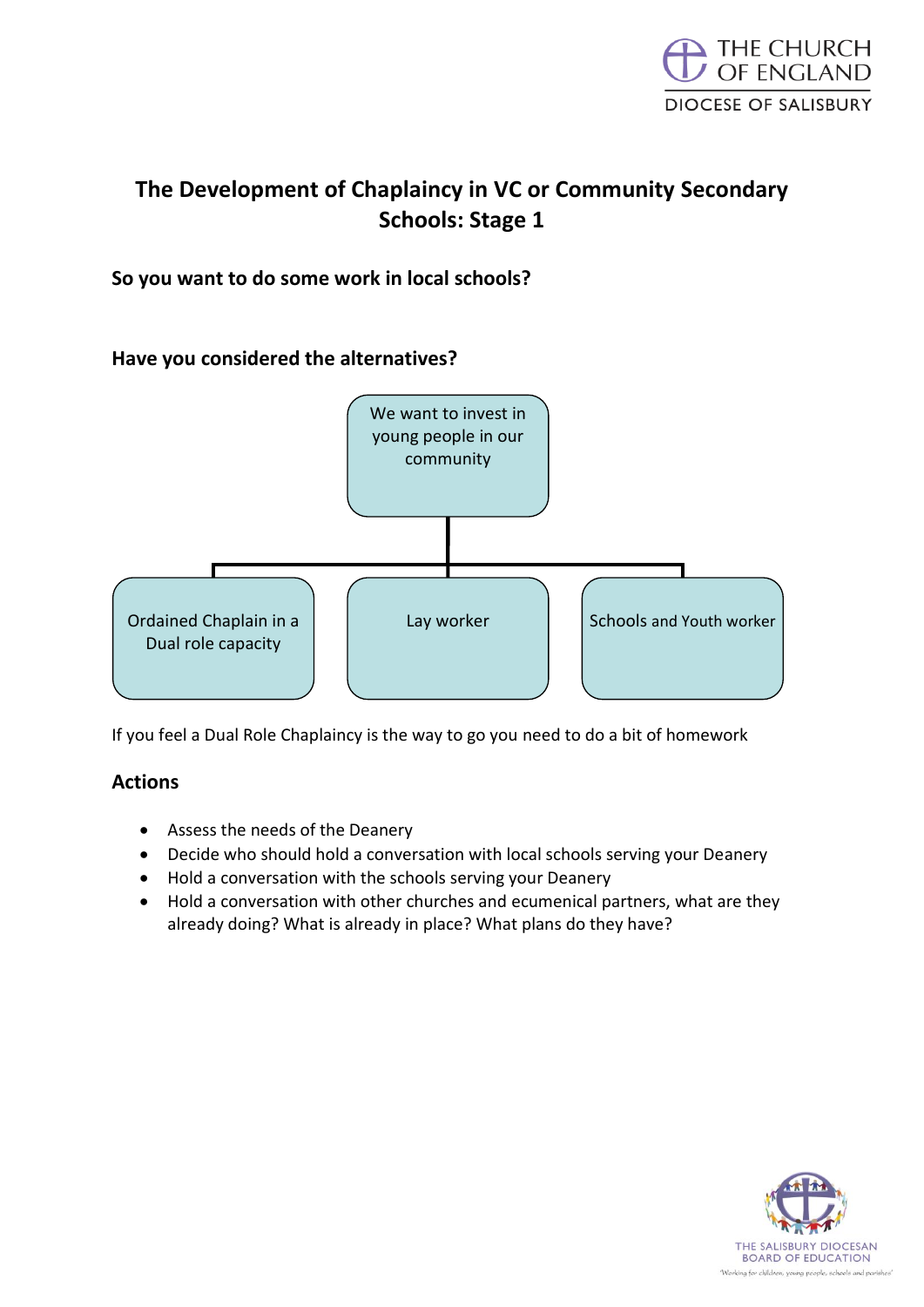# The Development of Chaplaincy in VC or Community Secondary Schools: Stage 1

**So you want to do some work in local schools?**

**Have you considered the alternatives?**

We want to invest in young people in our community

- Ordained Chaplain in a Dual role capacity
- Lay worker
- Schools and Youth worker

If you feel a Dual Role Chaplaincy is the way to go you need to do a bit of homework

## Actions

- Assess the needs of the Deanery
- Decide who should hold a conversation with local schools serving your Deanery
- Hold a conversation with the schools serving your Deanery
- Hold a conversation with other churches and ecumenical partners, what are they already doing? What is already in place? What plans do they have?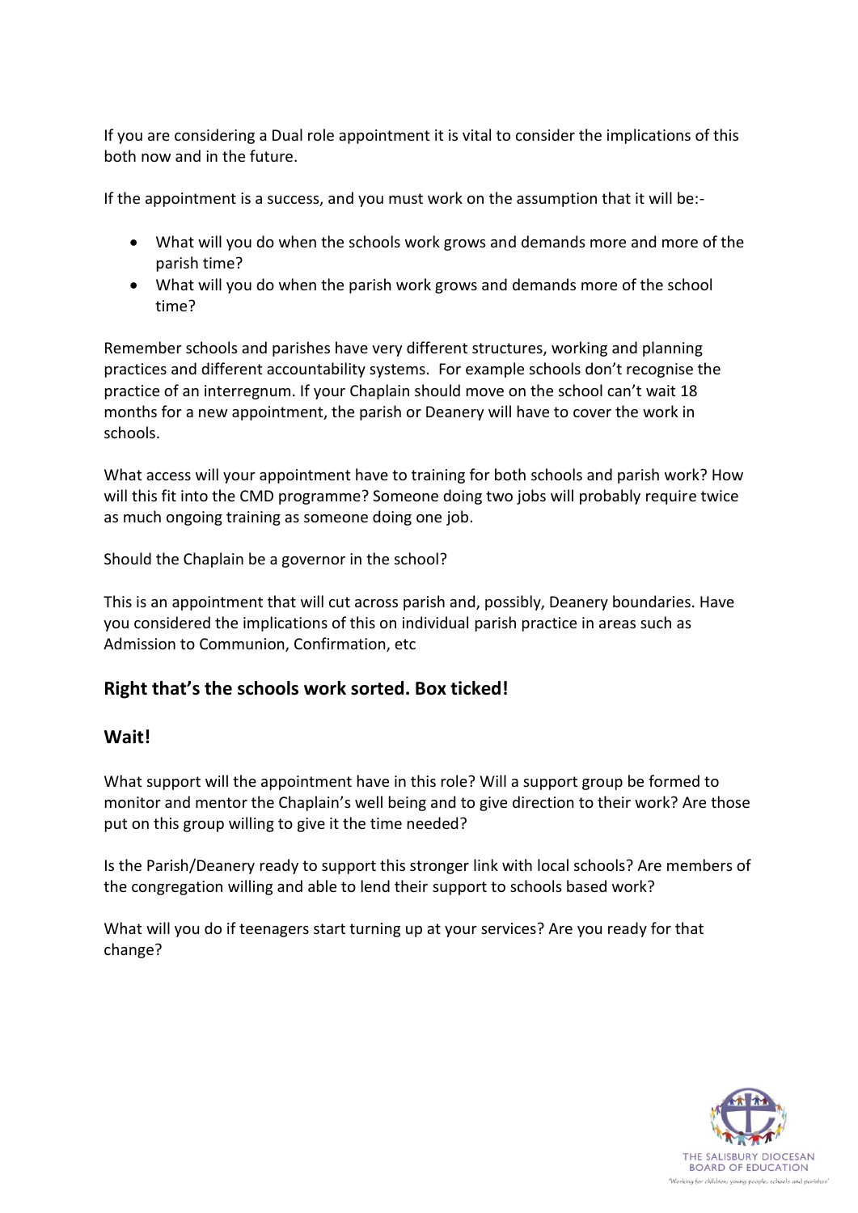If you are considering a Dual role appointment it is vital to consider the implications of this both now and in the future.

If the appointment is a success, and you must work on the assumption that it will be:-

- What will you do when the schools work grows and demands more and more of the parish time?
- What will you do when the parish work grows and demands more of the school time?

Remember schools and parishes have very different structures, working and planning practices and different accountability systems. For example schools don't recognise the practice of an interregnum. If your Chaplain should move on the school can't wait 18 months for a new appointment, the parish or Deanery will have to cover the work in schools.

What access will your appointment have to training for both schools and parish work? How will this fit into the CMD programme? Someone doing two jobs will probably require twice as much ongoing training as someone doing one job.

Should the Chaplain be a governor in the school?

This is an appointment that will cut across parish and, possibly, Deanery boundaries. Have you considered the implications of this on individual parish practice in areas such as Admission to Communion, Confirmation, etc

## Right that's the schools work sorted. Box ticked!

## Wait!

What support will the appointment have in this role? Will a support group be formed to monitor and mentor the Chaplain's well being and to give direction to their work? Are those put on this group willing to give it the time needed?

Is the Parish/Deanery ready to support this stronger link with local schools? Are members of the congregation willing and able to lend their support to schools based work?

What will you do if teenagers start turning up at your services? Are you ready for that change?

THE SALISBURY DIOCESAN BOARD OF EDUCATION
'Working for children, young people, schools and parishes'